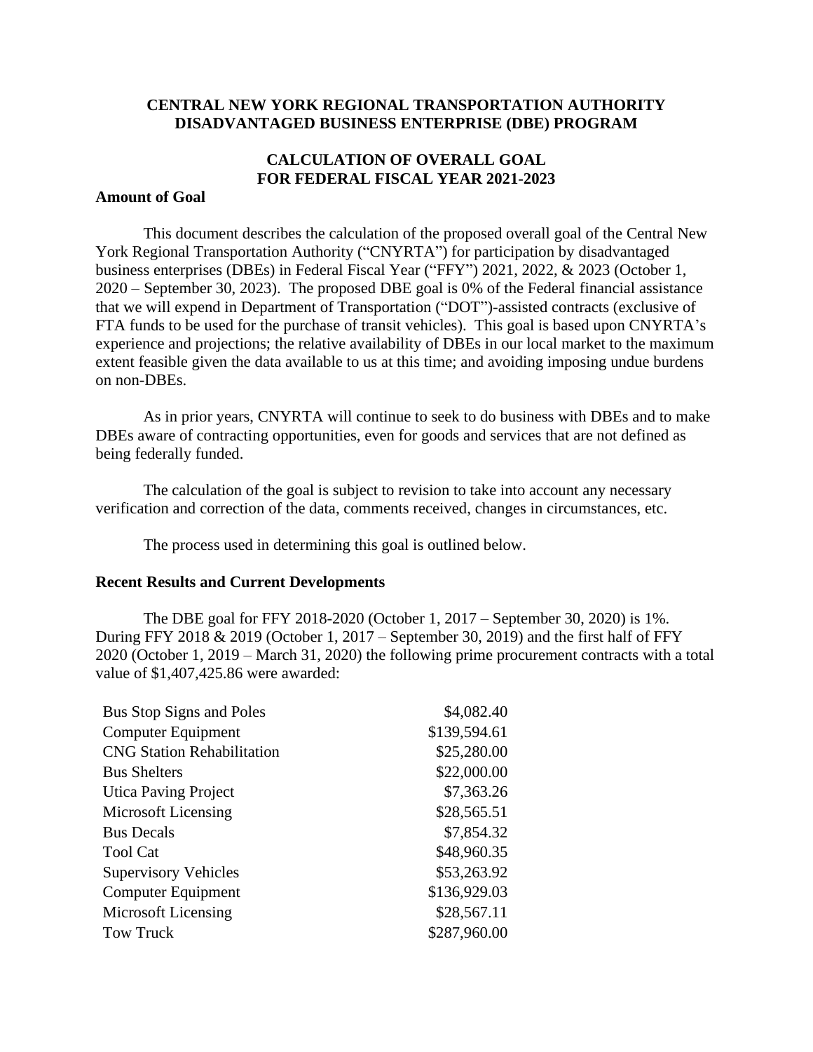# CENTRAL NEW YORK REGIONAL TRANSPORTATION AUTHORITY DISADVANTAGED BUSINESS ENTERPRISE (DBE) PROGRAM

## CALCULATION OF OVERALL GOAL FOR FEDERAL FISCAL YEAR 2021-2023

### Amount of Goal

This document describes the calculation of the proposed overall goal of the Central New York Regional Transportation Authority ("CNYRTA") for participation by disadvantaged business enterprises (DBEs) in Federal Fiscal Year ("FFY") 2021, 2022, & 2023 (October 1, 2020 – September 30, 2023). The proposed DBE goal is 0% of the Federal financial assistance that we will expend in Department of Transportation ("DOT")-assisted contracts (exclusive of FTA funds to be used for the purchase of transit vehicles). This goal is based upon CNYRTA's experience and projections; the relative availability of DBEs in our local market to the maximum extent feasible given the data available to us at this time; and avoiding imposing undue burdens on non-DBEs.

As in prior years, CNYRTA will continue to seek to do business with DBEs and to make DBEs aware of contracting opportunities, even for goods and services that are not defined as being federally funded.

The calculation of the goal is subject to revision to take into account any necessary verification and correction of the data, comments received, changes in circumstances, etc.

The process used in determining this goal is outlined below.

### Recent Results and Current Developments

The DBE goal for FFY 2018-2020 (October 1, 2017 – September 30, 2020) is 1%. During FFY 2018 & 2019 (October 1, 2017 – September 30, 2019) and the first half of FFY 2020 (October 1, 2019 – March 31, 2020) the following prime procurement contracts with a total value of $1,407,425.86 were awarded:

| | |
|---|---:|
| Bus Stop Signs and Poles | $4,082.40 |
| Computer Equipment | $139,594.61 |
| CNG Station Rehabilitation | $25,280.00 |
| Bus Shelters | $22,000.00 |
| Utica Paving Project | $7,363.26 |
| Microsoft Licensing | $28,565.51 |
| Bus Decals | $7,854.32 |
| Tool Cat | $48,960.35 |
| Supervisory Vehicles | $53,263.92 |
| Computer Equipment | $136,929.03 |
| Microsoft Licensing | $28,567.11 |
| Tow Truck | $287,960.00 |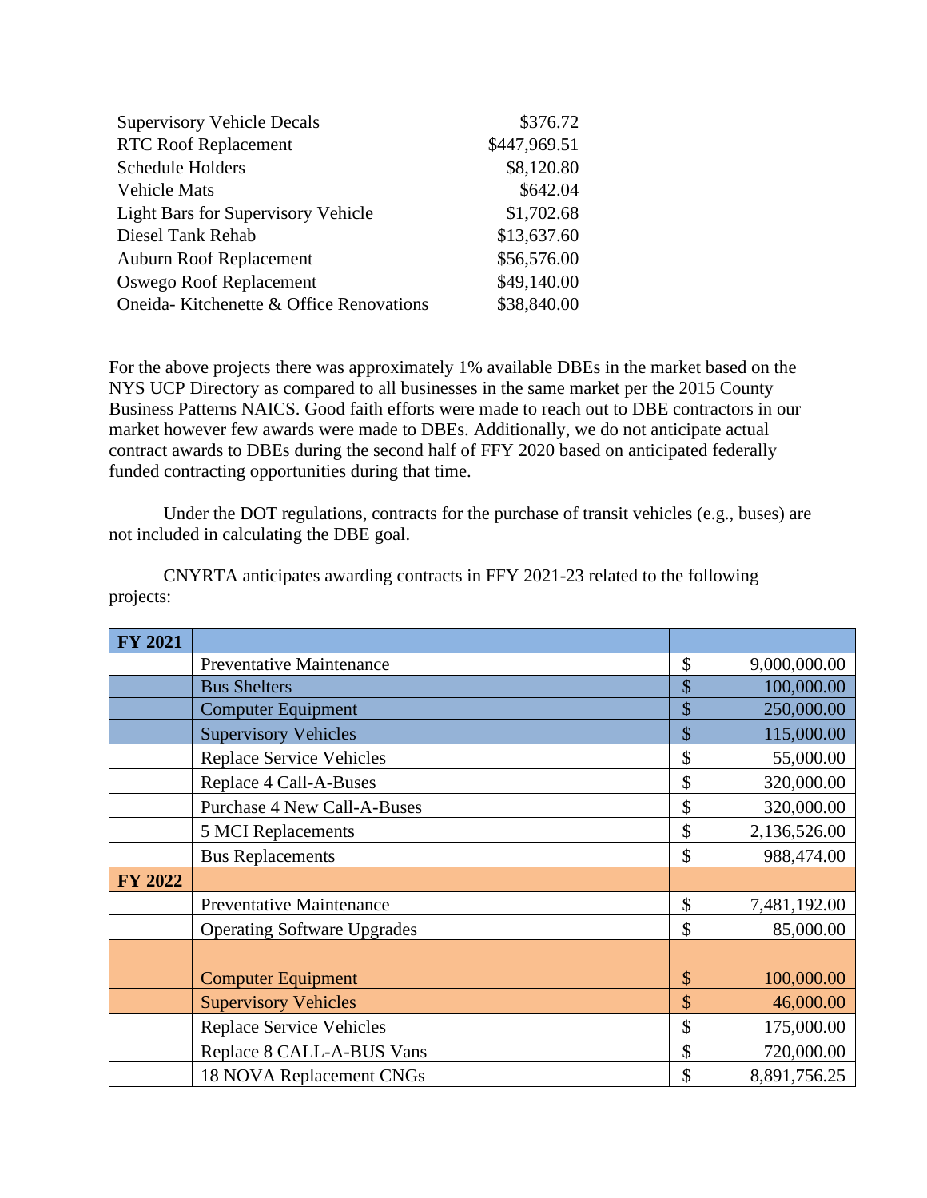| | |
|---|---|
| Supervisory Vehicle Decals | $376.72 |
| RTC Roof Replacement | $447,969.51 |
| Schedule Holders | $8,120.80 |
| Vehicle Mats | $642.04 |
| Light Bars for Supervisory Vehicle | $1,702.68 |
| Diesel Tank Rehab | $13,637.60 |
| Auburn Roof Replacement | $56,576.00 |
| Oswego Roof Replacement | $49,140.00 |
| Oneida- Kitchenette & Office Renovations | $38,840.00 |

For the above projects there was approximately 1% available DBEs in the market based on the NYS UCP Directory as compared to all businesses in the same market per the 2015 County Business Patterns NAICS. Good faith efforts were made to reach out to DBE contractors in our market however few awards were made to DBEs. Additionally, we do not anticipate actual contract awards to DBEs during the second half of FFY 2020 based on anticipated federally funded contracting opportunities during that time.

Under the DOT regulations, contracts for the purchase of transit vehicles (e.g., buses) are not included in calculating the DBE goal.

CNYRTA anticipates awarding contracts in FFY 2021-23 related to the following projects:

| | | |
|---|---|---|
| **FY 2021** | | |
| | Preventative Maintenance | $ 9,000,000.00 |
| | Bus Shelters | $ 100,000.00 |
| | Computer Equipment | $ 250,000.00 |
| | Supervisory Vehicles | $ 115,000.00 |
| | Replace Service Vehicles | $ 55,000.00 |
| | Replace 4 Call-A-Buses | $ 320,000.00 |
| | Purchase 4 New Call-A-Buses | $ 320,000.00 |
| | 5 MCI Replacements | $ 2,136,526.00 |
| | Bus Replacements | $ 988,474.00 |
| **FY 2022** | | |
| | Preventative Maintenance | $ 7,481,192.00 |
| | Operating Software Upgrades | $ 85,000.00 |
| | Computer Equipment | $ 100,000.00 |
| | Supervisory Vehicles | $ 46,000.00 |
| | Replace Service Vehicles | $ 175,000.00 |
| | Replace 8 CALL-A-BUS Vans | $ 720,000.00 |
| | 18 NOVA Replacement CNGs | $ 8,891,756.25 |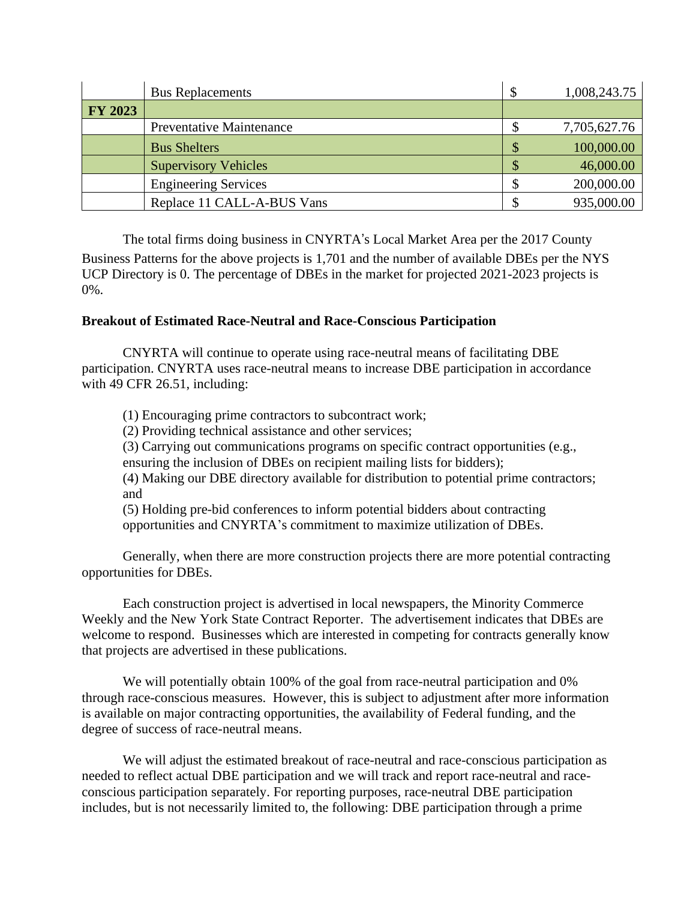| | | | |
|---|---|---|---|
| | Bus Replacements | $ | 1,008,243.75 |
| **FY 2023** | | | |
| | Preventative Maintenance | $ | 7,705,627.76 |
| | Bus Shelters | $ | 100,000.00 |
| | Supervisory Vehicles | $ | 46,000.00 |
| | Engineering Services | $ | 200,000.00 |
| | Replace 11 CALL-A-BUS Vans | $ | 935,000.00 |

The total firms doing business in CNYRTA's Local Market Area per the 2017 County Business Patterns for the above projects is 1,701 and the number of available DBEs per the NYS UCP Directory is 0. The percentage of DBEs in the market for projected 2021-2023 projects is 0%.

**Breakout of Estimated Race-Neutral and Race-Conscious Participation**

CNYRTA will continue to operate using race-neutral means of facilitating DBE participation. CNYRTA uses race-neutral means to increase DBE participation in accordance with 49 CFR 26.51, including:

(1) Encouraging prime contractors to subcontract work;
(2) Providing technical assistance and other services;
(3) Carrying out communications programs on specific contract opportunities (e.g., ensuring the inclusion of DBEs on recipient mailing lists for bidders);
(4) Making our DBE directory available for distribution to potential prime contractors; and
(5) Holding pre-bid conferences to inform potential bidders about contracting opportunities and CNYRTA's commitment to maximize utilization of DBEs.

Generally, when there are more construction projects there are more potential contracting opportunities for DBEs.

Each construction project is advertised in local newspapers, the Minority Commerce Weekly and the New York State Contract Reporter. The advertisement indicates that DBEs are welcome to respond. Businesses which are interested in competing for contracts generally know that projects are advertised in these publications.

We will potentially obtain 100% of the goal from race-neutral participation and 0% through race-conscious measures. However, this is subject to adjustment after more information is available on major contracting opportunities, the availability of Federal funding, and the degree of success of race-neutral means.

We will adjust the estimated breakout of race-neutral and race-conscious participation as needed to reflect actual DBE participation and we will track and report race-neutral and race-conscious participation separately. For reporting purposes, race-neutral DBE participation includes, but is not necessarily limited to, the following: DBE participation through a prime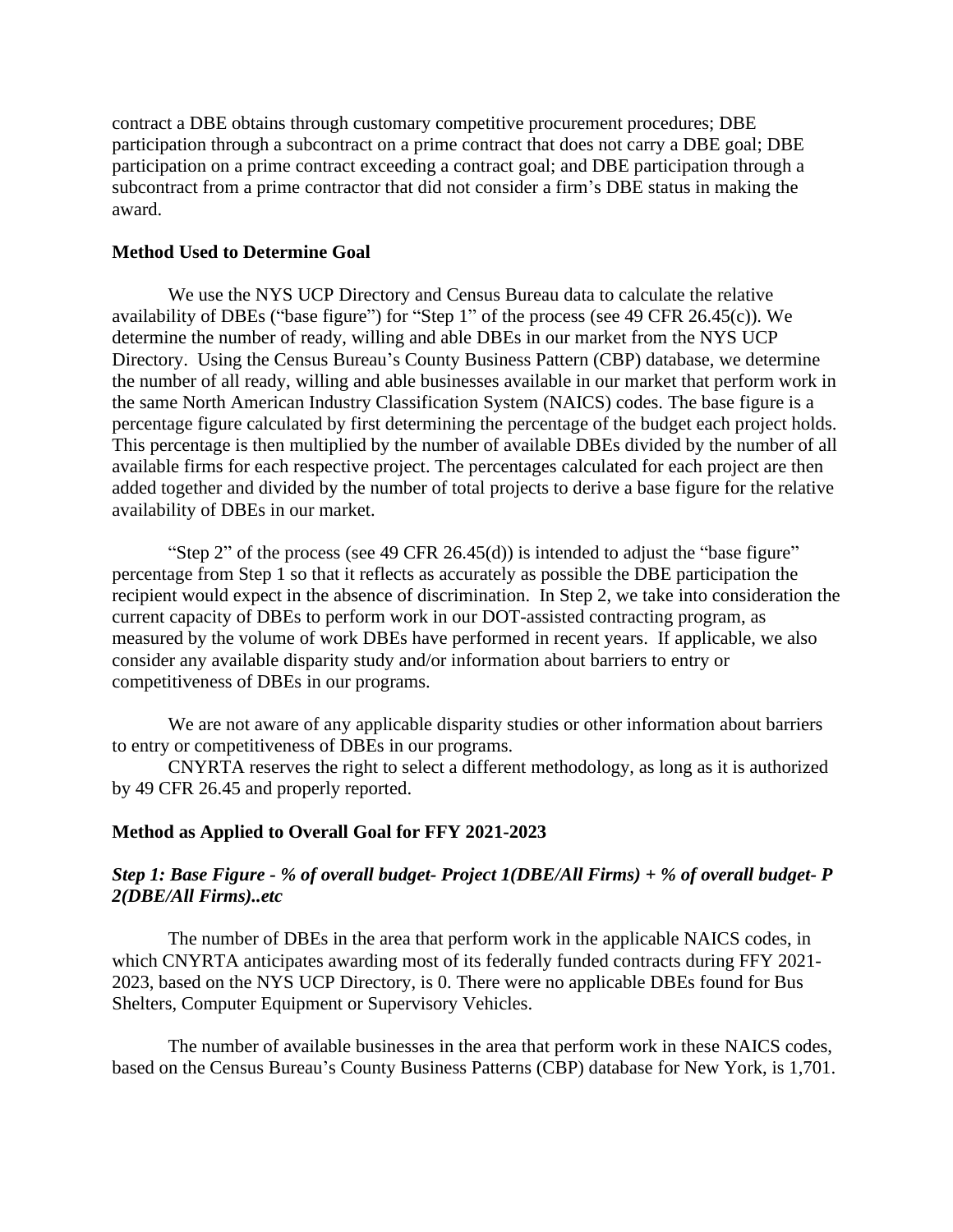contract a DBE obtains through customary competitive procurement procedures; DBE participation through a subcontract on a prime contract that does not carry a DBE goal; DBE participation on a prime contract exceeding a contract goal; and DBE participation through a subcontract from a prime contractor that did not consider a firm's DBE status in making the award.

**Method Used to Determine Goal**

We use the NYS UCP Directory and Census Bureau data to calculate the relative availability of DBEs ("base figure") for "Step 1" of the process (see 49 CFR 26.45(c)). We determine the number of ready, willing and able DBEs in our market from the NYS UCP Directory. Using the Census Bureau's County Business Pattern (CBP) database, we determine the number of all ready, willing and able businesses available in our market that perform work in the same North American Industry Classification System (NAICS) codes. The base figure is a percentage figure calculated by first determining the percentage of the budget each project holds. This percentage is then multiplied by the number of available DBEs divided by the number of all available firms for each respective project. The percentages calculated for each project are then added together and divided by the number of total projects to derive a base figure for the relative availability of DBEs in our market.

"Step 2" of the process (see 49 CFR 26.45(d)) is intended to adjust the "base figure" percentage from Step 1 so that it reflects as accurately as possible the DBE participation the recipient would expect in the absence of discrimination. In Step 2, we take into consideration the current capacity of DBEs to perform work in our DOT-assisted contracting program, as measured by the volume of work DBEs have performed in recent years. If applicable, we also consider any available disparity study and/or information about barriers to entry or competitiveness of DBEs in our programs.

We are not aware of any applicable disparity studies or other information about barriers to entry or competitiveness of DBEs in our programs.

CNYRTA reserves the right to select a different methodology, as long as it is authorized by 49 CFR 26.45 and properly reported.

**Method as Applied to Overall Goal for FFY 2021-2023**

***Step 1: Base Figure - % of overall budget- Project 1(DBE/All Firms) + % of overall budget- P 2(DBE/All Firms)..etc***

The number of DBEs in the area that perform work in the applicable NAICS codes, in which CNYRTA anticipates awarding most of its federally funded contracts during FFY 2021-2023, based on the NYS UCP Directory, is 0. There were no applicable DBEs found for Bus Shelters, Computer Equipment or Supervisory Vehicles.

The number of available businesses in the area that perform work in these NAICS codes, based on the Census Bureau's County Business Patterns (CBP) database for New York, is 1,701.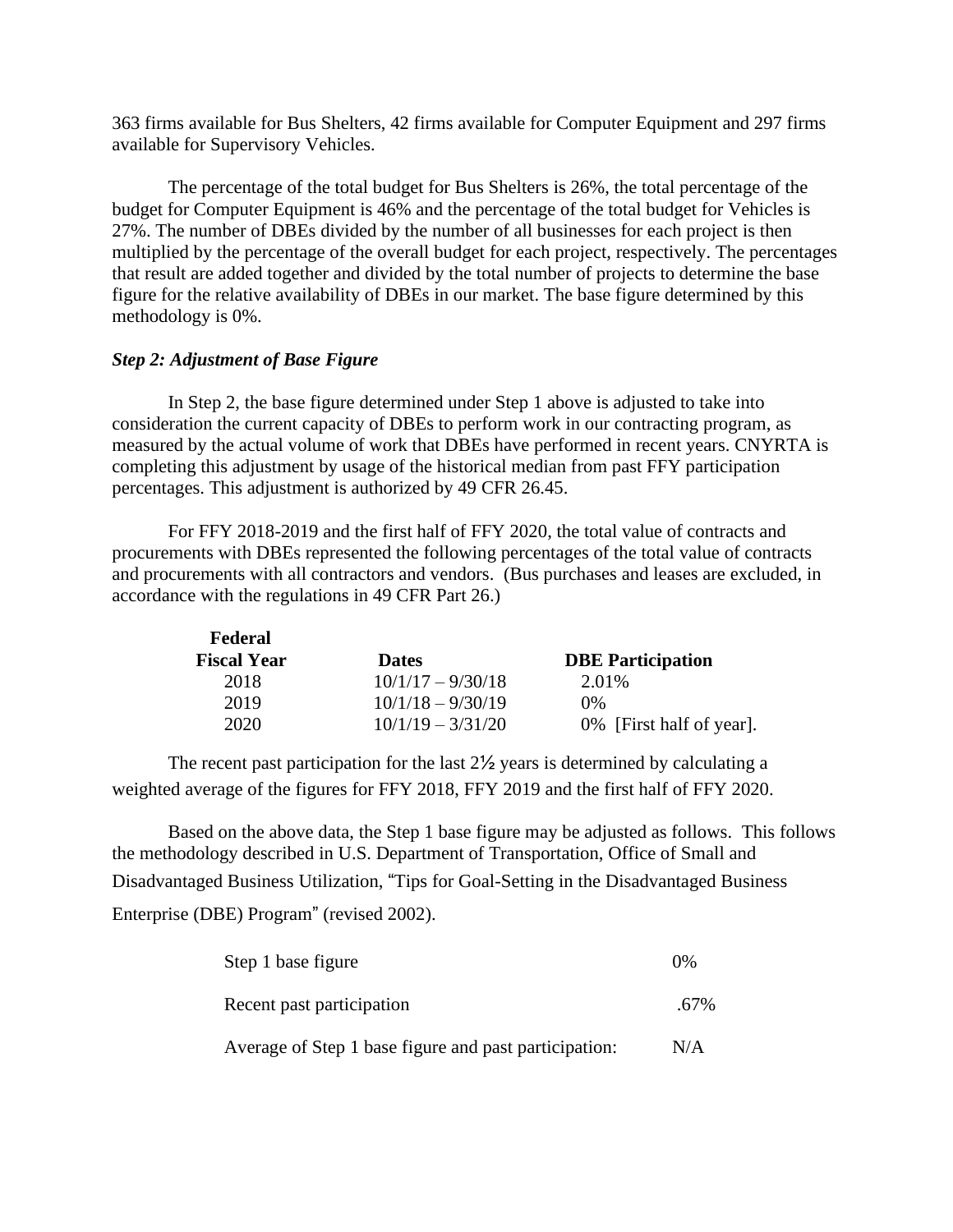363 firms available for Bus Shelters, 42 firms available for Computer Equipment and 297 firms available for Supervisory Vehicles.

The percentage of the total budget for Bus Shelters is 26%, the total percentage of the budget for Computer Equipment is 46% and the percentage of the total budget for Vehicles is 27%. The number of DBEs divided by the number of all businesses for each project is then multiplied by the percentage of the overall budget for each project, respectively. The percentages that result are added together and divided by the total number of projects to determine the base figure for the relative availability of DBEs in our market. The base figure determined by this methodology is 0%.

***Step 2: Adjustment of Base Figure***

In Step 2, the base figure determined under Step 1 above is adjusted to take into consideration the current capacity of DBEs to perform work in our contracting program, as measured by the actual volume of work that DBEs have performed in recent years. CNYRTA is completing this adjustment by usage of the historical median from past FFY participation percentages. This adjustment is authorized by 49 CFR 26.45.

For FFY 2018-2019 and the first half of FFY 2020, the total value of contracts and procurements with DBEs represented the following percentages of the total value of contracts and procurements with all contractors and vendors. (Bus purchases and leases are excluded, in accordance with the regulations in 49 CFR Part 26.)

| Federal Fiscal Year | Dates | DBE Participation |
|---|---|---|
| 2018 | 10/1/17 – 9/30/18 | 2.01% |
| 2019 | 10/1/18 – 9/30/19 | 0% |
| 2020 | 10/1/19 – 3/31/20 | 0% [First half of year]. |

The recent past participation for the last 2½ years is determined by calculating a weighted average of the figures for FFY 2018, FFY 2019 and the first half of FFY 2020.

Based on the above data, the Step 1 base figure may be adjusted as follows. This follows the methodology described in U.S. Department of Transportation, Office of Small and Disadvantaged Business Utilization, "Tips for Goal-Setting in the Disadvantaged Business Enterprise (DBE) Program" (revised 2002).

| | |
|---|---|
| Step 1 base figure | 0% |
| Recent past participation | .67% |
| Average of Step 1 base figure and past participation: | N/A |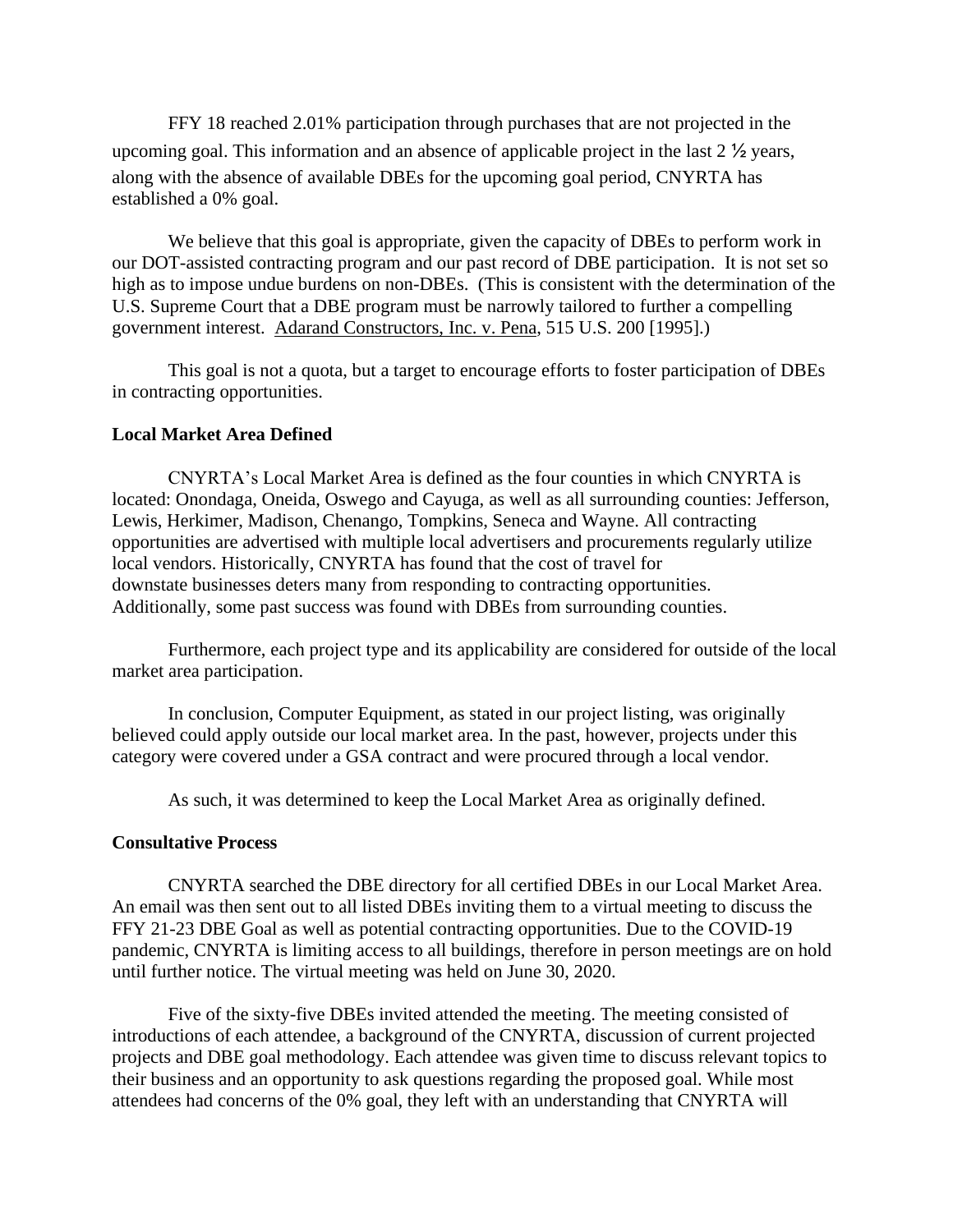FFY 18 reached 2.01% participation through purchases that are not projected in the upcoming goal. This information and an absence of applicable project in the last 2 ½ years, along with the absence of available DBEs for the upcoming goal period, CNYRTA has established a 0% goal.

We believe that this goal is appropriate, given the capacity of DBEs to perform work in our DOT-assisted contracting program and our past record of DBE participation. It is not set so high as to impose undue burdens on non-DBEs. (This is consistent with the determination of the U.S. Supreme Court that a DBE program must be narrowly tailored to further a compelling government interest. Adarand Constructors, Inc. v. Pena, 515 U.S. 200 [1995].)

This goal is not a quota, but a target to encourage efforts to foster participation of DBEs in contracting opportunities.

**Local Market Area Defined**

CNYRTA's Local Market Area is defined as the four counties in which CNYRTA is located: Onondaga, Oneida, Oswego and Cayuga, as well as all surrounding counties: Jefferson, Lewis, Herkimer, Madison, Chenango, Tompkins, Seneca and Wayne. All contracting opportunities are advertised with multiple local advertisers and procurements regularly utilize local vendors. Historically, CNYRTA has found that the cost of travel for downstate businesses deters many from responding to contracting opportunities. Additionally, some past success was found with DBEs from surrounding counties.

Furthermore, each project type and its applicability are considered for outside of the local market area participation.

In conclusion, Computer Equipment, as stated in our project listing, was originally believed could apply outside our local market area. In the past, however, projects under this category were covered under a GSA contract and were procured through a local vendor.

As such, it was determined to keep the Local Market Area as originally defined.

**Consultative Process**

CNYRTA searched the DBE directory for all certified DBEs in our Local Market Area. An email was then sent out to all listed DBEs inviting them to a virtual meeting to discuss the FFY 21-23 DBE Goal as well as potential contracting opportunities. Due to the COVID-19 pandemic, CNYRTA is limiting access to all buildings, therefore in person meetings are on hold until further notice. The virtual meeting was held on June 30, 2020.

Five of the sixty-five DBEs invited attended the meeting. The meeting consisted of introductions of each attendee, a background of the CNYRTA, discussion of current projected projects and DBE goal methodology. Each attendee was given time to discuss relevant topics to their business and an opportunity to ask questions regarding the proposed goal. While most attendees had concerns of the 0% goal, they left with an understanding that CNYRTA will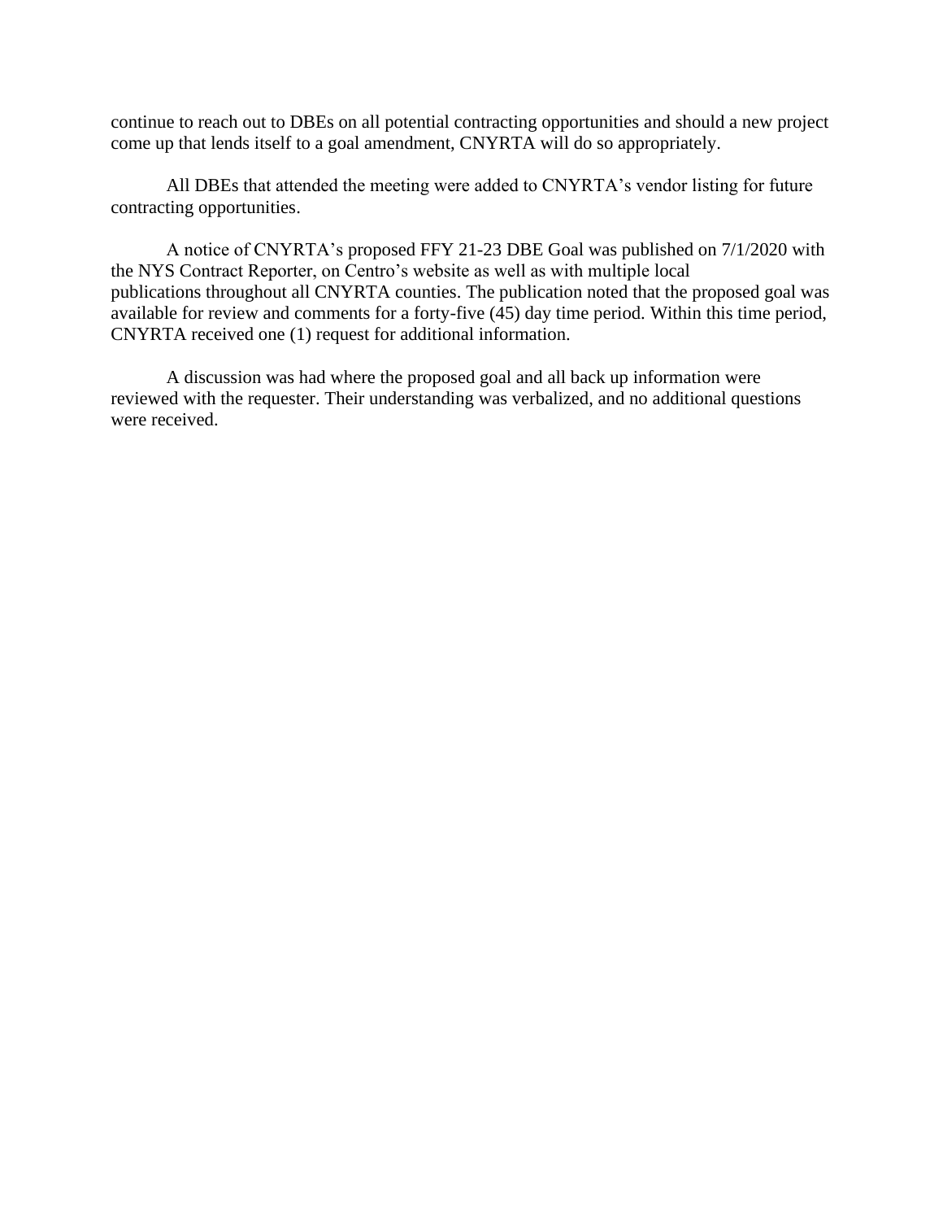continue to reach out to DBEs on all potential contracting opportunities and should a new project come up that lends itself to a goal amendment, CNYRTA will do so appropriately.

All DBEs that attended the meeting were added to CNYRTA's vendor listing for future contracting opportunities.

A notice of CNYRTA's proposed FFY 21-23 DBE Goal was published on 7/1/2020 with the NYS Contract Reporter, on Centro's website as well as with multiple local publications throughout all CNYRTA counties. The publication noted that the proposed goal was available for review and comments for a forty-five (45) day time period. Within this time period, CNYRTA received one (1) request for additional information.

A discussion was had where the proposed goal and all back up information were reviewed with the requester. Their understanding was verbalized, and no additional questions were received.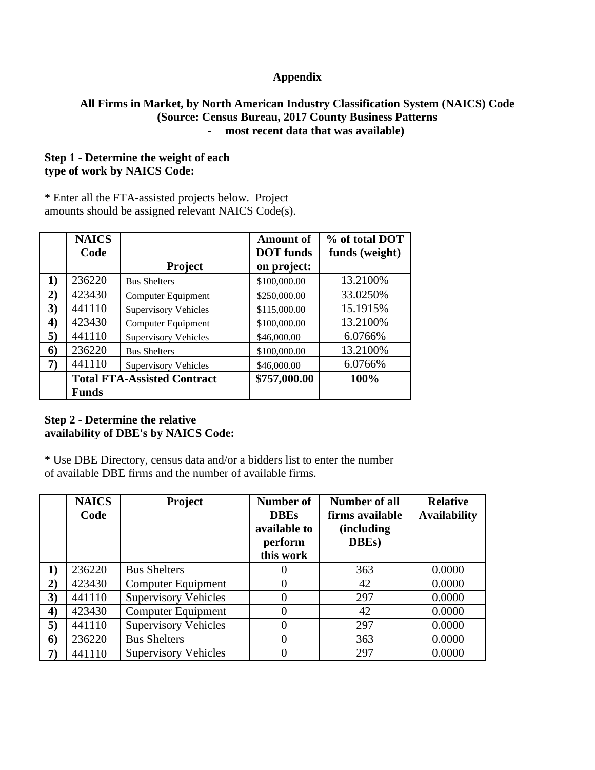# Appendix

## All Firms in Market, by North American Industry Classification System (NAICS) Code (Source: Census Bureau, 2017 County Business Patterns - most recent data that was available)

**Step 1 - Determine the weight of each type of work by NAICS Code:**

* Enter all the FTA-assisted projects below. Project amounts should be assigned relevant NAICS Code(s).

| | NAICS Code | Project | Amount of DOT funds on project: | % of total DOT funds (weight) |
|---|---|---|---|---|
| **1)** | 236220 | Bus Shelters | $100,000.00 | 13.2100% |
| **2)** | 423430 | Computer Equipment | $250,000.00 | 33.0250% |
| **3)** | 441110 | Supervisory Vehicles | $115,000.00 | 15.1915% |
| **4)** | 423430 | Computer Equipment | $100,000.00 | 13.2100% |
| **5)** | 441110 | Supervisory Vehicles | $46,000.00 | 6.0766% |
| **6)** | 236220 | Bus Shelters | $100,000.00 | 13.2100% |
| **7)** | 441110 | Supervisory Vehicles | $46,000.00 | 6.0766% |
| | **Total FTA-Assisted Contract Funds** | | **$757,000.00** | **100%** |

**Step 2 - Determine the relative availability of DBE's by NAICS Code:**

* Use DBE Directory, census data and/or a bidders list to enter the number of available DBE firms and the number of available firms.

| | NAICS Code | Project | Number of DBEs available to perform this work | Number of all firms available (including DBEs) | Relative Availability |
|---|---|---|---|---|---|
| **1)** | 236220 | Bus Shelters | 0 | 363 | 0.0000 |
| **2)** | 423430 | Computer Equipment | 0 | 42 | 0.0000 |
| **3)** | 441110 | Supervisory Vehicles | 0 | 297 | 0.0000 |
| **4)** | 423430 | Computer Equipment | 0 | 42 | 0.0000 |
| **5)** | 441110 | Supervisory Vehicles | 0 | 297 | 0.0000 |
| **6)** | 236220 | Bus Shelters | 0 | 363 | 0.0000 |
| **7)** | 441110 | Supervisory Vehicles | 0 | 297 | 0.0000 |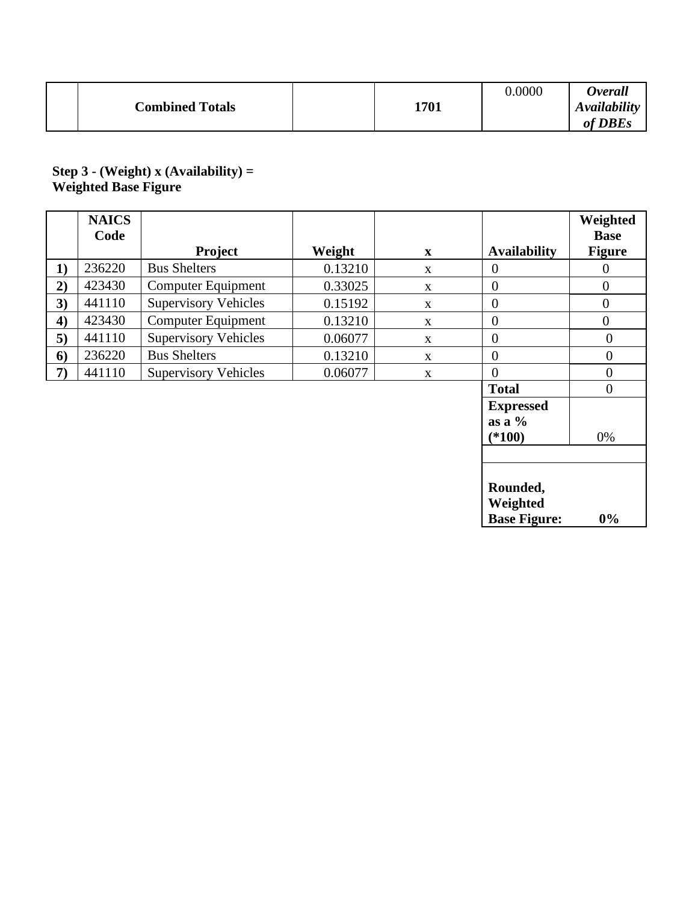| | | | | | |
|---|---|---|---|---|---|
| | **Combined Totals** | | **1701** | 0.0000 | ***Overall Availability of DBEs*** |

**Step 3 - (Weight) x (Availability) = Weighted Base Figure**

| | NAICS Code | Project | Weight | x | Availability | Weighted Base Figure |
|---|---|---|---|---|---|---|
| **1)** | 236220 | Bus Shelters | 0.13210 | x | 0 | 0 |
| **2)** | 423430 | Computer Equipment | 0.33025 | x | 0 | 0 |
| **3)** | 441110 | Supervisory Vehicles | 0.15192 | x | 0 | 0 |
| **4)** | 423430 | Computer Equipment | 0.13210 | x | 0 | 0 |
| **5)** | 441110 | Supervisory Vehicles | 0.06077 | x | 0 | 0 |
| **6)** | 236220 | Bus Shelters | 0.13210 | x | 0 | 0 |
| **7)** | 441110 | Supervisory Vehicles | 0.06077 | x | 0 | 0 |
| | | | | | **Total** | 0 |
| | | | | | **Expressed as a % (*100)** | 0% |
| | | | | | | |
| | | | | | **Rounded, Weighted Base Figure:** | **0%** |